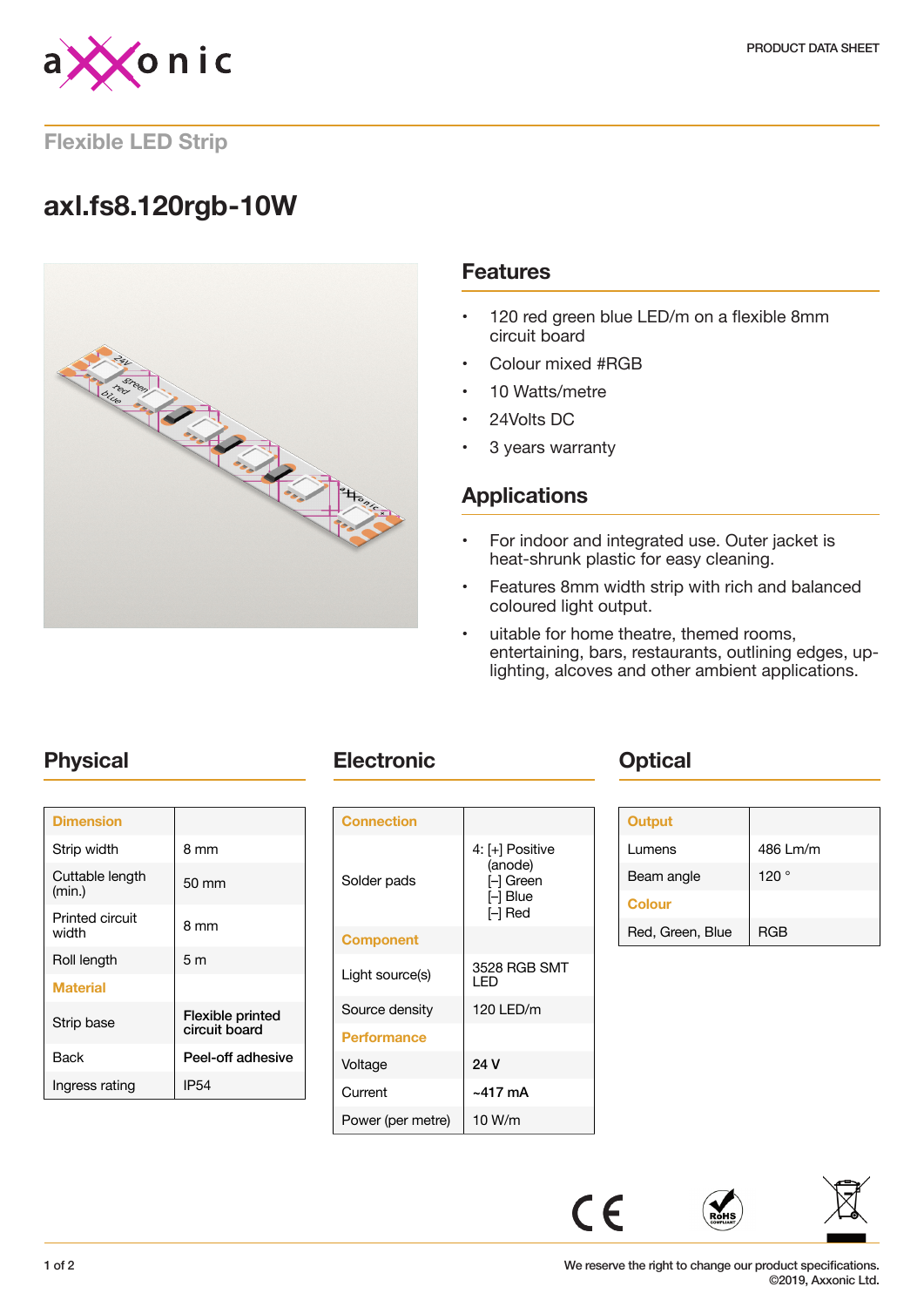PRODUCT DATA SHEET

## Flexible LED Strip

# axl.fs8.120rgb-10W

## Features

- 120 red green blue LED/m on a flexible 8mm circuit board
- Colour mixed #RGB
- 10 Watts/metre
- 24Volts DC
- 3 years warranty

## Applications

- For indoor and integrated use. Outer jacket is heat-shrunk plastic for easy cleaning.
- Features 8mm width strip with rich and balanced coloured light output.
- uitable for home theatre, themed rooms, entertaining, bars, restaurants, outlining edges, up-lighting, alcoves and other ambient applications.

## Physical

| Dimension | |
|---|---|
| Strip width | 8 mm |
| Cuttable length (min.) | 50 mm |
| Printed circuit width | 8 mm |
| Roll length | 5 m |
| **Material** | |
| Strip base | Flexible printed circuit board |
| Back | Peel-off adhesive |
| Ingress rating | IP54 |

## Electronic

| Connection | |
|---|---|
| Solder pads | 4: [+] Positive (anode) [-] Green [-] Blue [-] Red |
| **Component** | |
| Light source(s) | 3528 RGB SMT LED |
| Source density | 120 LED/m |
| **Performance** | |
| Voltage | 24 V |
| Current | ~417 mA |
| Power (per metre) | 10 W/m |

## Optical

| Output | |
|---|---|
| Lumens | 486 Lm/m |
| Beam angle | 120 ° |
| **Colour** | |
| Red, Green, Blue | RGB |

We reserve the right to change our product specifications.
©2019, Axxonic Ltd.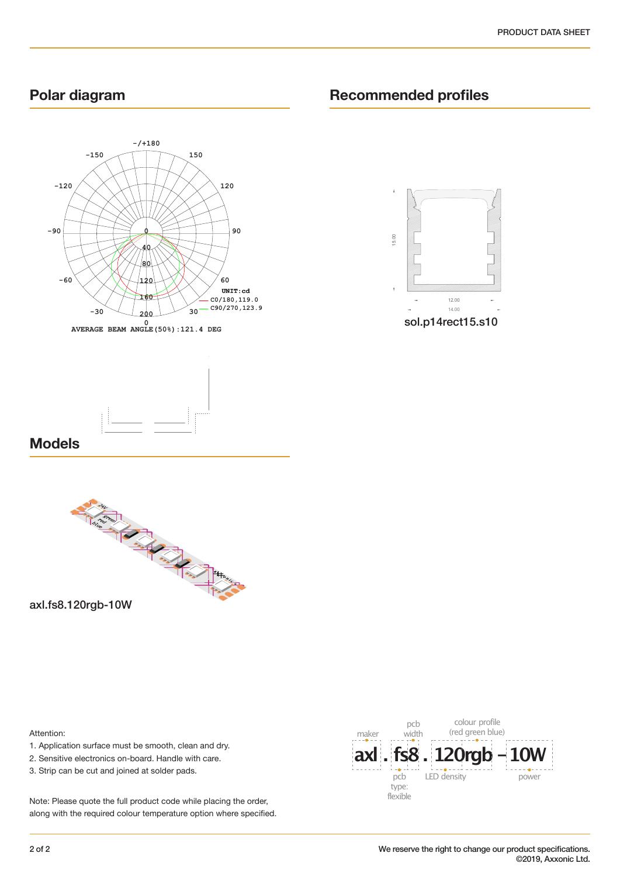## Polar diagram

-/+180
-150
150
-120
120
-90
90
-60
60
-30
30
0
0
40
80
120
160
200
UNIT:cd
C0/180,119.0
C90/270,123.9
AVERAGE BEAM ANGLE(50%):121.4 DEG

## Recommended profiles

15.00
12.00
14.00

sol.p14rect15.s10

## Models

axl.fs8.120rgb-10W

Attention:

1. Application surface must be smooth, clean and dry.
2. Sensitive electronics on-board. Handle with care.
3. Strip can be cut and joined at solder pads.

Note: Please quote the full product code while placing the order, along with the required colour temperature option where specified.

maker
pcb width
colour profile (red green blue)

axl . fs8 . 120rgb – 10W

pcb type: flexible
LED density
power

We reserve the right to change our product specifications.
©2019, Axxonic Ltd.